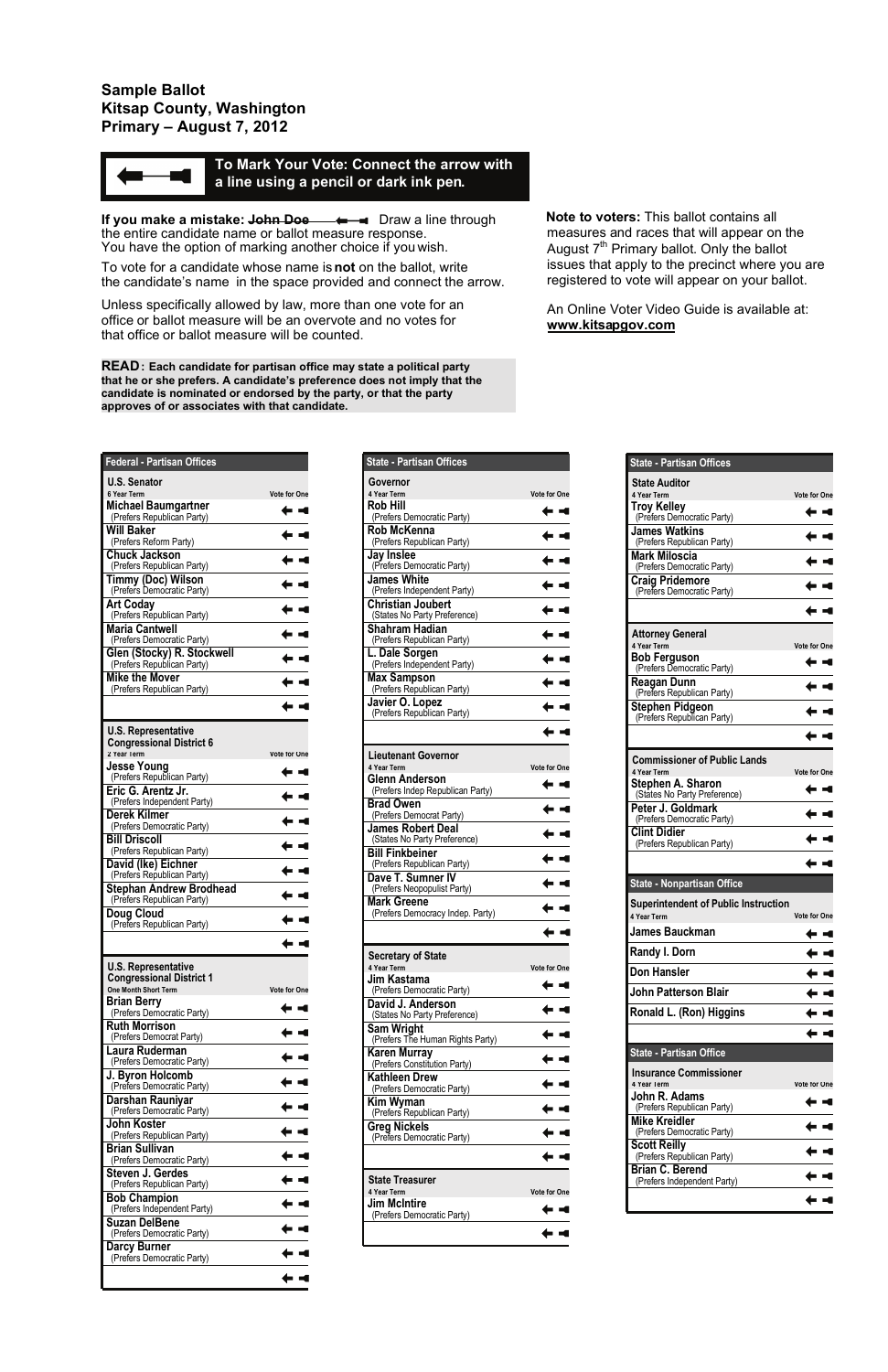# Sample Ballot
# Kitsap County, Washington
# Primary – August 7, 2012

**To Mark Your Vote: Connect the arrow with a line using a pencil or dark ink pen.**

**If you make a mistake:** ~~John Doe~~ Draw a line through the entire candidate name or ballot measure response. You have the option of marking another choice if you wish.

To vote for a candidate whose name is **not** on the ballot, write the candidate's name in the space provided and connect the arrow.

Unless specifically allowed by law, more than one vote for an office or ballot measure will be an overvote and no votes for that office or ballot measure will be counted.

**READ: Each candidate for partisan office may state a political party that he or she prefers. A candidate's preference does not imply that the candidate is nominated or endorsed by the party, or that the party approves of or associates with that candidate.**

**Note to voters:** This ballot contains all measures and races that will appear on the August 7th Primary ballot. Only the ballot issues that apply to the precinct where you are registered to vote will appear on your ballot.

An Online Voter Video Guide is available at: **www.kitsapgov.com**

## Federal - Partisan Offices

**U.S. Senator**
6 Year Term — Vote for One

| Candidate | Party Preference |
|---|---|
| Michael Baumgartner | (Prefers Republican Party) |
| Will Baker | (Prefers Reform Party) |
| Chuck Jackson | (Prefers Republican Party) |
| Timmy (Doc) Wilson | (Prefers Democratic Party) |
| Art Coday | (Prefers Republican Party) |
| Maria Cantwell | (Prefers Democratic Party) |
| Glen (Stocky) R. Stockwell | (Prefers Republican Party) |
| Mike the Mover | (Prefers Republican Party) |
| | |

**U.S. Representative Congressional District 6**
2 Year Term — Vote for One

| Candidate | Party Preference |
|---|---|
| Jesse Young | (Prefers Republican Party) |
| Eric G. Arentz Jr. | (Prefers Independent Party) |
| Derek Kilmer | (Prefers Democratic Party) |
| Bill Driscoll | (Prefers Republican Party) |
| David (Ike) Eichner | (Prefers Republican Party) |
| Stephan Andrew Brodhead | (Prefers Republican Party) |
| Doug Cloud | (Prefers Republican Party) |
| | |

**U.S. Representative Congressional District 1**
One Month Short Term — Vote for One

| Candidate | Party Preference |
|---|---|
| Brian Berry | (Prefers Democratic Party) |
| Ruth Morrison | (Prefers Democrat Party) |
| Laura Ruderman | (Prefers Democratic Party) |
| J. Byron Holcomb | (Prefers Democratic Party) |
| Darshan Rauniyar | (Prefers Democratic Party) |
| John Koster | (Prefers Republican Party) |
| Brian Sullivan | (Prefers Democratic Party) |
| Steven J. Gerdes | (Prefers Republican Party) |
| Bob Champion | (Prefers Independent Party) |
| Suzan DelBene | (Prefers Democratic Party) |
| Darcy Burner | (Prefers Democratic Party) |
| | |

## State - Partisan Offices

**Governor**
4 Year Term — Vote for One

| Candidate | Party Preference |
|---|---|
| Rob Hill | (Prefers Democratic Party) |
| Rob McKenna | (Prefers Republican Party) |
| Jay Inslee | (Prefers Democratic Party) |
| James White | (Prefers Independent Party) |
| Christian Joubert | (States No Party Preference) |
| Shahram Hadian | (Prefers Republican Party) |
| L. Dale Sorgen | (Prefers Independent Party) |
| Max Sampson | (Prefers Republican Party) |
| Javier O. Lopez | (Prefers Republican Party) |
| | |

**Lieutenant Governor**
4 Year Term — Vote for One

| Candidate | Party Preference |
|---|---|
| Glenn Anderson | (Prefers Indep Republican Party) |
| Brad Owen | (Prefers Democrat Party) |
| James Robert Deal | (States No Party Preference) |
| Bill Finkbeiner | (Prefers Republican Party) |
| Dave T. Sumner IV | (Prefers Neopopulist Party) |
| Mark Greene | (Prefers Democracy Indep. Party) |
| | |

**Secretary of State**
4 Year Term — Vote for One

| Candidate | Party Preference |
|---|---|
| Jim Kastama | (Prefers Democratic Party) |
| David J. Anderson | (States No Party Preference) |
| Sam Wright | (Prefers The Human Rights Party) |
| Karen Murray | (Prefers Constitution Party) |
| Kathleen Drew | (Prefers Democratic Party) |
| Kim Wyman | (Prefers Republican Party) |
| Greg Nickels | (Prefers Democratic Party) |
| | |

**State Treasurer**
4 Year Term — Vote for One

| Candidate | Party Preference |
|---|---|
| Jim McIntire | (Prefers Democratic Party) |
| | |

## State - Partisan Offices

**State Auditor**
4 Year Term — Vote for One

| Candidate | Party Preference |
|---|---|
| Troy Kelley | (Prefers Democratic Party) |
| James Watkins | (Prefers Republican Party) |
| Mark Miloscia | (Prefers Democratic Party) |
| Craig Pridemore | (Prefers Democratic Party) |
| | |

**Attorney General**
4 Year Term — Vote for One

| Candidate | Party Preference |
|---|---|
| Bob Ferguson | (Prefers Democratic Party) |
| Reagan Dunn | (Prefers Republican Party) |
| Stephen Pidgeon | (Prefers Republican Party) |
| | |

**Commissioner of Public Lands**
4 Year Term — Vote for One

| Candidate | Party Preference |
|---|---|
| Stephen A. Sharon | (States No Party Preference) |
| Peter J. Goldmark | (Prefers Democratic Party) |
| Clint Didier | (Prefers Republican Party) |
| | |

## State - Nonpartisan Office

**Superintendent of Public Instruction**
4 Year Term — Vote for One

| Candidate |
|---|
| James Bauckman |
| Randy I. Dorn |
| Don Hansler |
| John Patterson Blair |
| Ronald L. (Ron) Higgins |
| |

## State - Partisan Office

**Insurance Commissioner**
4 Year Term — Vote for One

| Candidate | Party Preference |
|---|---|
| John R. Adams | (Prefers Republican Party) |
| Mike Kreidler | (Prefers Democratic Party) |
| Scott Reilly | (Prefers Republican Party) |
| Brian C. Berend | (Prefers Independent Party) |
| | |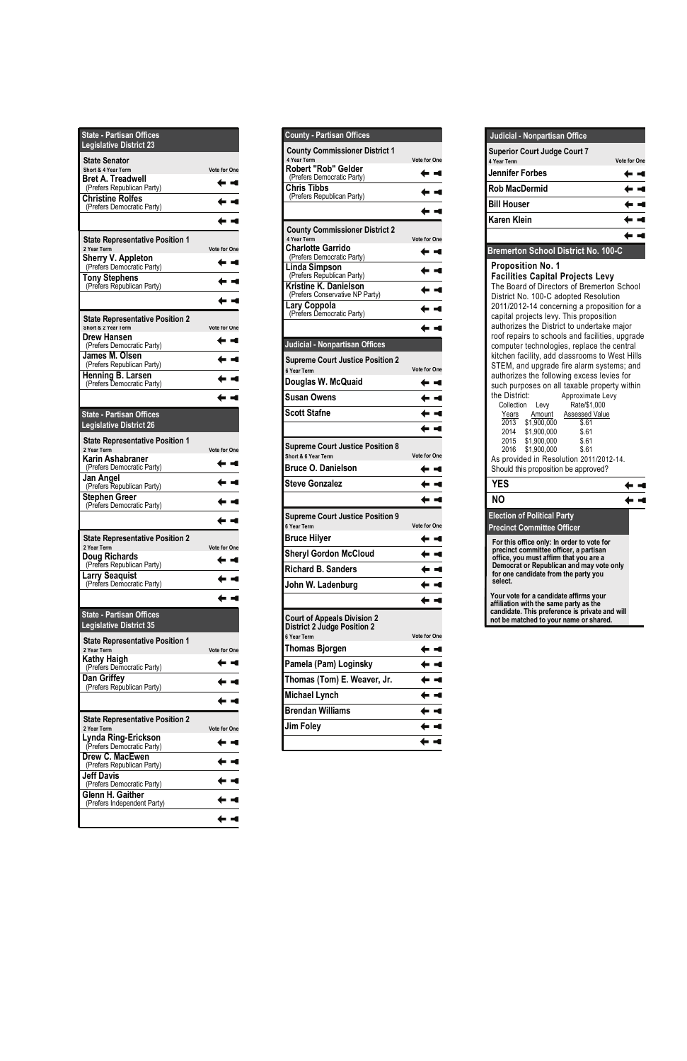## State - Partisan Offices Legislative District 23

### State Senator
Short & 4 Year Term — Vote for One

- Bret A. Treadwell (Prefers Republican Party)
- Christine Rolfes (Prefers Democratic Party)
- (write-in)

### State Representative Position 1
2 Year Term — Vote for One

- Sherry V. Appleton (Prefers Democratic Party)
- Tony Stephens (Prefers Republican Party)
- (write-in)

### State Representative Position 2
Short & 2 Year Term — Vote for One

- Drew Hansen (Prefers Democratic Party)
- James M. Olsen (Prefers Republican Party)
- Henning B. Larsen (Prefers Democratic Party)
- (write-in)

## State - Partisan Offices Legislative District 26

### State Representative Position 1
2 Year Term — Vote for One

- Karin Ashabraner (Prefers Democratic Party)
- Jan Angel (Prefers Republican Party)
- Stephen Greer (Prefers Democratic Party)
- (write-in)

### State Representative Position 2
2 Year Term — Vote for One

- Doug Richards (Prefers Republican Party)
- Larry Seaquist (Prefers Democratic Party)
- (write-in)

## State - Partisan Offices Legislative District 35

### State Representative Position 1
2 Year Term — Vote for One

- Kathy Haigh (Prefers Democratic Party)
- Dan Griffey (Prefers Republican Party)
- (write-in)

### State Representative Position 2
2 Year Term — Vote for One

- Lynda Ring-Erickson (Prefers Democratic Party)
- Drew C. MacEwen (Prefers Republican Party)
- Jeff Davis (Prefers Democratic Party)
- Glenn H. Gaither (Prefers Independent Party)
- (write-in)

## County - Partisan Offices

### County Commissioner District 1
4 Year Term — Vote for One

- Robert "Rob" Gelder (Prefers Democratic Party)
- Chris Tibbs (Prefers Republican Party)
- (write-in)

### County Commissioner District 2
4 Year Term — Vote for One

- Charlotte Garrido (Prefers Democratic Party)
- Linda Simpson (Prefers Republican Party)
- Kristine K. Danielson (Prefers Conservative NP Party)
- Lary Coppola (Prefers Democratic Party)
- (write-in)

## Judicial - Nonpartisan Offices

### Supreme Court Justice Position 2
6 Year Term — Vote for One

- Douglas W. McQuaid
- Susan Owens
- Scott Stafne
- (write-in)

### Supreme Court Justice Position 8
Short & 6 Year Term — Vote for One

- Bruce O. Danielson
- Steve Gonzalez
- (write-in)

### Supreme Court Justice Position 9
6 Year Term — Vote for One

- Bruce Hilyer
- Sheryl Gordon McCloud
- Richard B. Sanders
- John W. Ladenburg
- (write-in)

### Court of Appeals Division 2 District 2 Judge Position 2
6 Year Term — Vote for One

- Thomas Bjorgen
- Pamela (Pam) Loginsky
- Thomas (Tom) E. Weaver, Jr.
- Michael Lynch
- Brendan Williams
- Jim Foley
- (write-in)

## Judicial - Nonpartisan Office

### Superior Court Judge Court 7
4 Year Term — Vote for One

- Jennifer Forbes
- Rob MacDermid
- Bill Houser
- Karen Klein
- (write-in)

## Bremerton School District No. 100-C

### Proposition No. 1
**Facilities Capital Projects Levy**

The Board of Directors of Bremerton School District No. 100-C adopted Resolution 2011/2012-14 concerning a proposition for a capital projects levy. This proposition authorizes the District to undertake major roof repairs to schools and facilities, upgrade computer technologies, replace the central kitchen facility, add classrooms to West Hills STEM, and upgrade fire alarm systems; and authorizes the following excess levies for such purposes on all taxable property within the District:

| Collection Years | Levy Amount | Approximate Levy Rate/$1,000 Assessed Value |
|---|---|---|
| 2013 | $1,900,000 | $.61 |
| 2014 | $1,900,000 | $.61 |
| 2015 | $1,900,000 | $.61 |
| 2016 | $1,900,000 | $.61 |

As provided in Resolution 2011/2012-14. Should this proposition be approved?

- YES
- NO

## Election of Political Party Precinct Committee Officer

**For this office only: In order to vote for precinct committee officer, a partisan office, you must affirm that you are a Democrat or Republican and may vote only for one candidate from the party you select.**

**Your vote for a candidate affirms your affiliation with the same party as the candidate. This preference is private and will not be matched to your name or shared.**